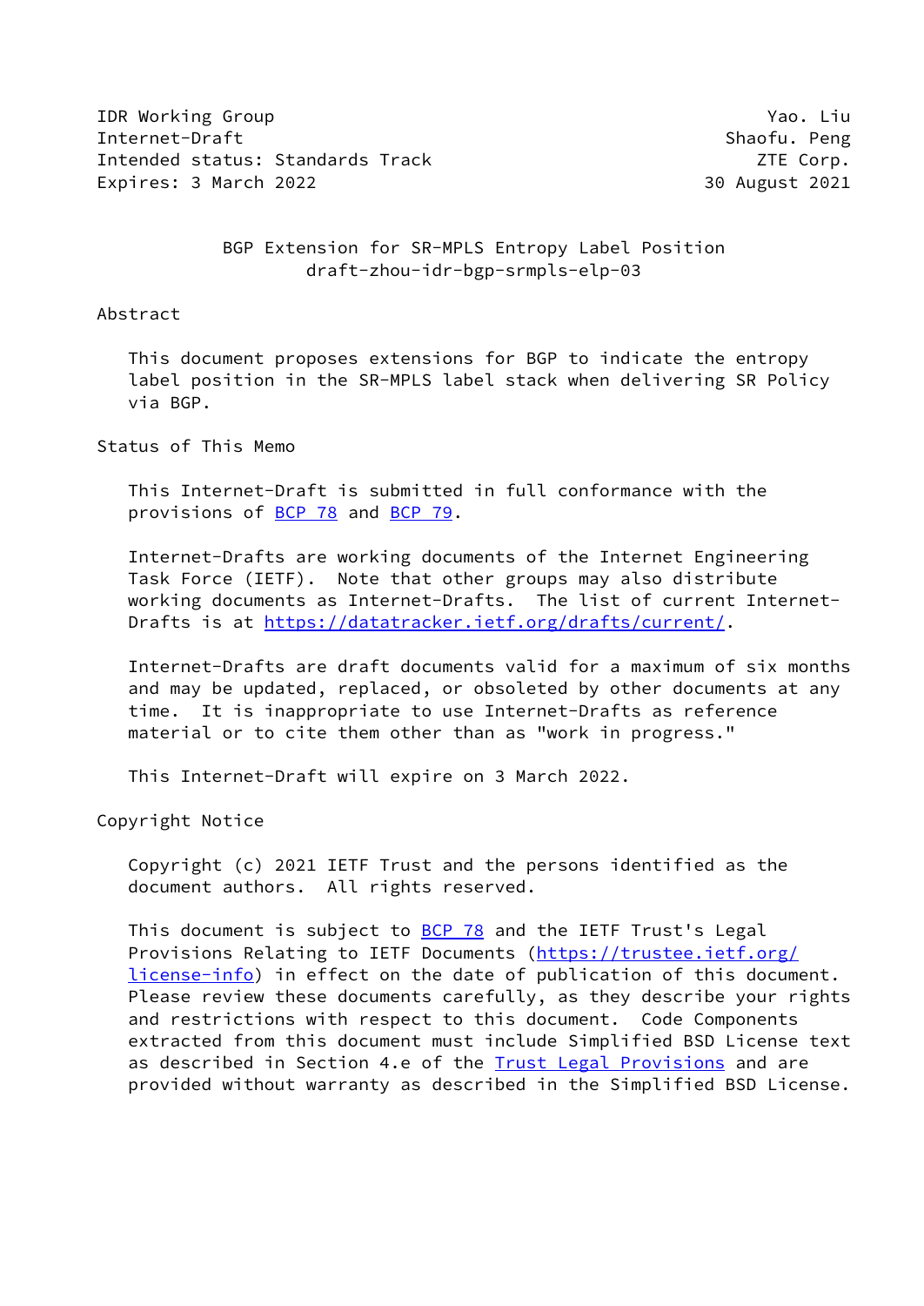IDR Working Group Yao. Liu
Internet-Draft Shaofu. Peng
Intended status: Standards Track ZTE Corp.
Expires: 3 March 2022 30 August 2021

# BGP Extension for SR-MPLS Entropy Label Position
draft-zhou-idr-bgp-srmpls-elp-03

## Abstract

This document proposes extensions for BGP to indicate the entropy label position in the SR-MPLS label stack when delivering SR Policy via BGP.

## Status of This Memo

This Internet-Draft is submitted in full conformance with the provisions of BCP 78 and BCP 79.

Internet-Drafts are working documents of the Internet Engineering Task Force (IETF). Note that other groups may also distribute working documents as Internet-Drafts. The list of current Internet-Drafts is at https://datatracker.ietf.org/drafts/current/.

Internet-Drafts are draft documents valid for a maximum of six months and may be updated, replaced, or obsoleted by other documents at any time. It is inappropriate to use Internet-Drafts as reference material or to cite them other than as "work in progress."

This Internet-Draft will expire on 3 March 2022.

## Copyright Notice

Copyright (c) 2021 IETF Trust and the persons identified as the document authors. All rights reserved.

This document is subject to BCP 78 and the IETF Trust's Legal Provisions Relating to IETF Documents (https://trustee.ietf.org/license-info) in effect on the date of publication of this document. Please review these documents carefully, as they describe your rights and restrictions with respect to this document. Code Components extracted from this document must include Simplified BSD License text as described in Section 4.e of the Trust Legal Provisions and are provided without warranty as described in the Simplified BSD License.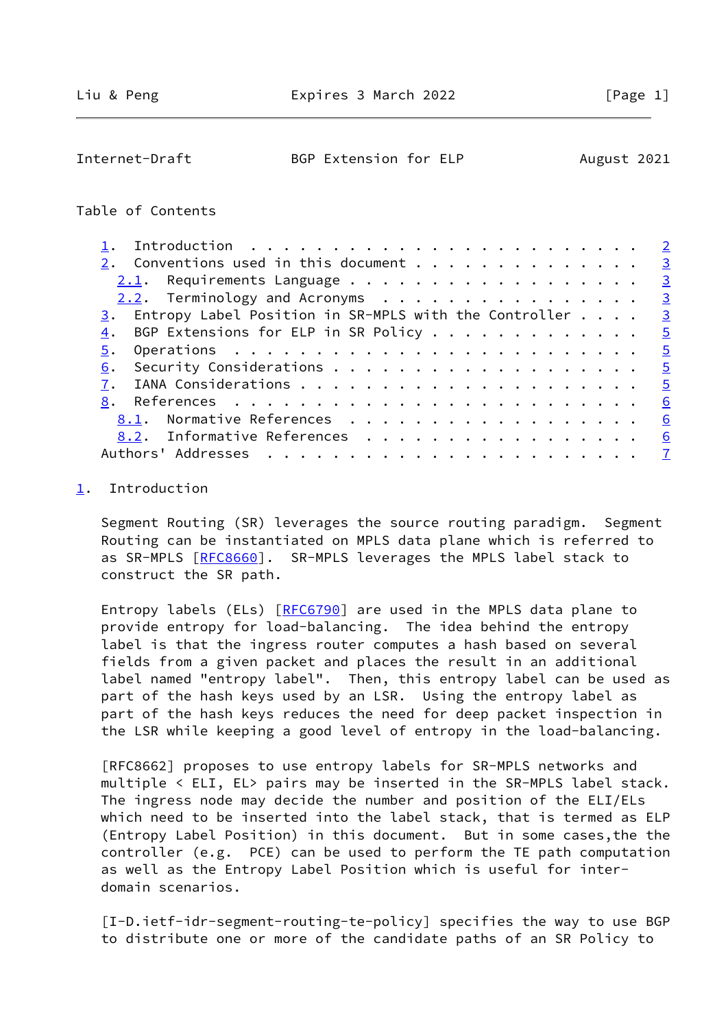Table of Contents

1. Introduction . . . . . . . . . . . . . . . . . . . . . . . . 2
2. Conventions used in this document . . . . . . . . . . . . . . 3
   2.1. Requirements Language . . . . . . . . . . . . . . . . . . 3
   2.2. Terminology and Acronyms . . . . . . . . . . . . . . . . 3
3. Entropy Label Position in SR-MPLS with the Controller . . . . 3
4. BGP Extensions for ELP in SR Policy . . . . . . . . . . . . . 5
5. Operations . . . . . . . . . . . . . . . . . . . . . . . . . 5
6. Security Considerations . . . . . . . . . . . . . . . . . . . 5
7. IANA Considerations . . . . . . . . . . . . . . . . . . . . . 5
8. References . . . . . . . . . . . . . . . . . . . . . . . . . 6
   8.1. Normative References . . . . . . . . . . . . . . . . . . 6
   8.2. Informative References . . . . . . . . . . . . . . . . . 6
Authors' Addresses . . . . . . . . . . . . . . . . . . . . . . . 7

## 1. Introduction

Segment Routing (SR) leverages the source routing paradigm. Segment Routing can be instantiated on MPLS data plane which is referred to as SR-MPLS [RFC8660]. SR-MPLS leverages the MPLS label stack to construct the SR path.

Entropy labels (ELs) [RFC6790] are used in the MPLS data plane to provide entropy for load-balancing. The idea behind the entropy label is that the ingress router computes a hash based on several fields from a given packet and places the result in an additional label named "entropy label". Then, this entropy label can be used as part of the hash keys used by an LSR. Using the entropy label as part of the hash keys reduces the need for deep packet inspection in the LSR while keeping a good level of entropy in the load-balancing.

[RFC8662] proposes to use entropy labels for SR-MPLS networks and multiple < ELI, EL> pairs may be inserted in the SR-MPLS label stack. The ingress node may decide the number and position of the ELI/ELs which need to be inserted into the label stack, that is termed as ELP (Entropy Label Position) in this document. But in some cases,the the controller (e.g. PCE) can be used to perform the TE path computation as well as the Entropy Label Position which is useful for inter-domain scenarios.

[I-D.ietf-idr-segment-routing-te-policy] specifies the way to use BGP to distribute one or more of the candidate paths of an SR Policy to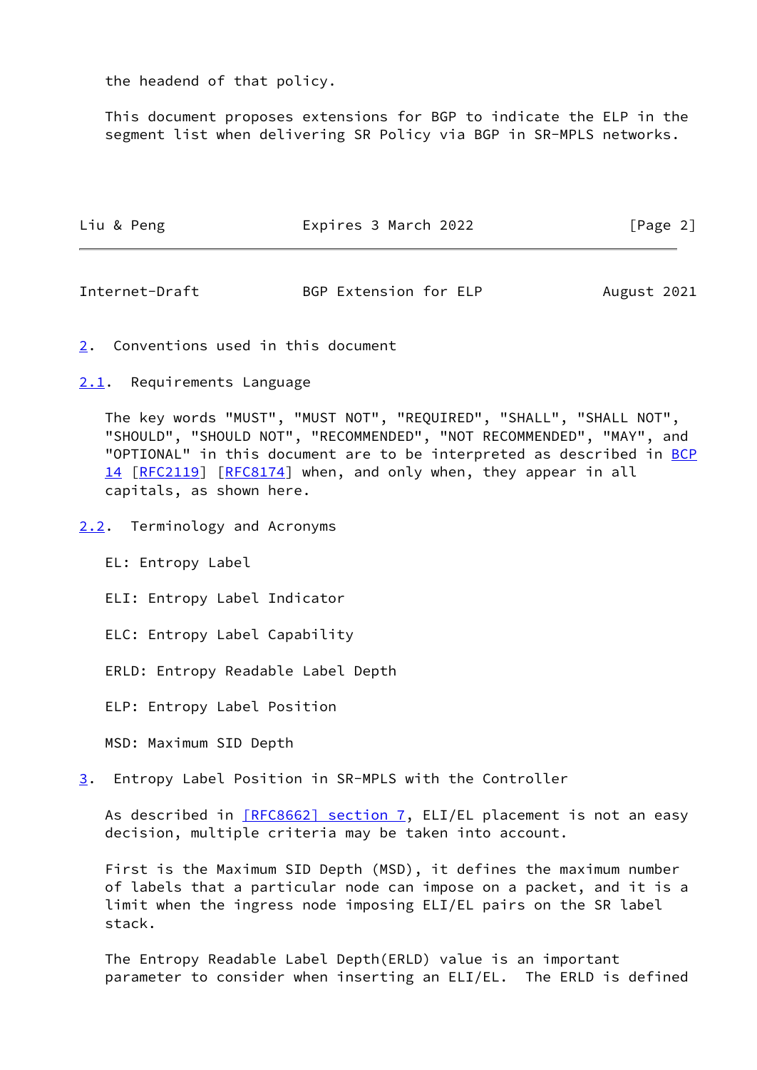the headend of that policy.

This document proposes extensions for BGP to indicate the ELP in the segment list when delivering SR Policy via BGP in SR-MPLS networks.

## 2. Conventions used in this document

### 2.1. Requirements Language

The key words "MUST", "MUST NOT", "REQUIRED", "SHALL", "SHALL NOT", "SHOULD", "SHOULD NOT", "RECOMMENDED", "NOT RECOMMENDED", "MAY", and "OPTIONAL" in this document are to be interpreted as described in BCP 14 [RFC2119] [RFC8174] when, and only when, they appear in all capitals, as shown here.

### 2.2. Terminology and Acronyms

EL: Entropy Label

ELI: Entropy Label Indicator

ELC: Entropy Label Capability

ERLD: Entropy Readable Label Depth

ELP: Entropy Label Position

MSD: Maximum SID Depth

## 3. Entropy Label Position in SR-MPLS with the Controller

As described in [RFC8662] section 7, ELI/EL placement is not an easy decision, multiple criteria may be taken into account.

First is the Maximum SID Depth (MSD), it defines the maximum number of labels that a particular node can impose on a packet, and it is a limit when the ingress node imposing ELI/EL pairs on the SR label stack.

The Entropy Readable Label Depth(ERLD) value is an important parameter to consider when inserting an ELI/EL. The ERLD is defined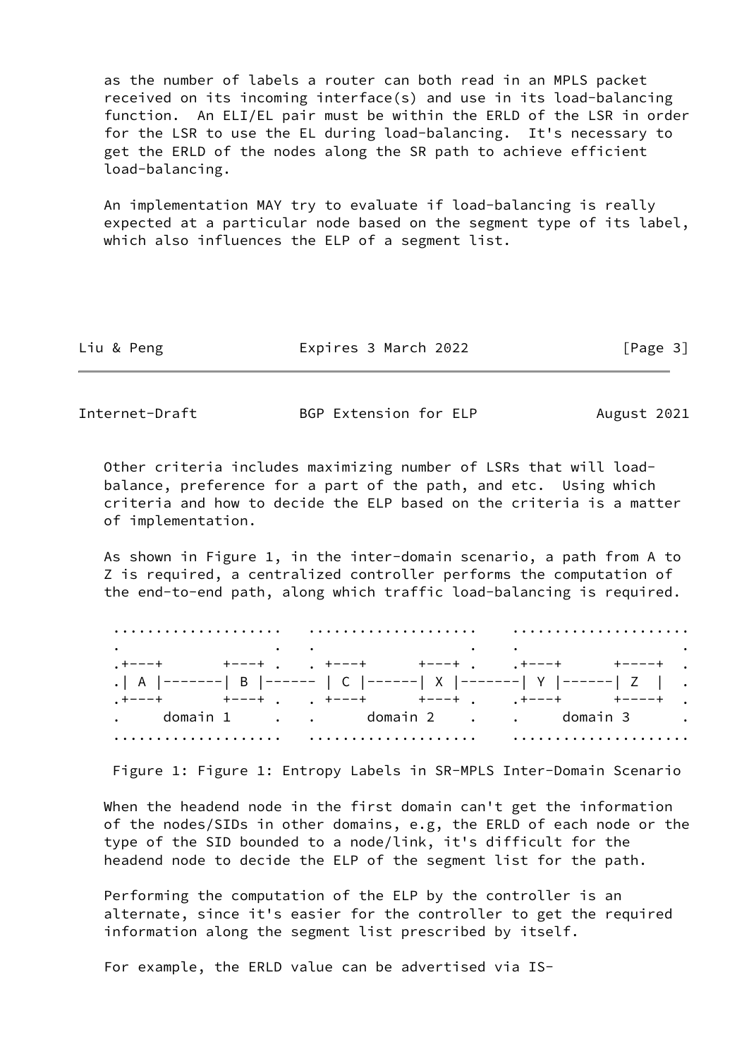as the number of labels a router can both read in an MPLS packet received on its incoming interface(s) and use in its load-balancing function. An ELI/EL pair must be within the ERLD of the LSR in order for the LSR to use the EL during load-balancing. It's necessary to get the ERLD of the nodes along the SR path to achieve efficient load-balancing.

An implementation MAY try to evaluate if load-balancing is really expected at a particular node based on the segment type of its label, which also influences the ELP of a segment list.

Other criteria includes maximizing number of LSRs that will load-balance, preference for a part of the path, and etc. Using which criteria and how to decide the ELP based on the criteria is a matter of implementation.

As shown in Figure 1, in the inter-domain scenario, a path from A to Z is required, a centralized controller performs the computation of the end-to-end path, along which traffic load-balancing is required.

```
 ....................   ....................    .....................
 .                  .   .                  .    .                   .
 .+---+       +---+ .   . +---+      +---+ .    .+---+      +----+  .
 .| A |-------| B |------ | C |------| X |-------| Y |------| Z  |  .
 .+---+       +---+ .   . +---+      +---+ .    .+---+      +----+  .
 .    domain 1      .   .      domain 2    .    .    domain 3       .
 ....................   ....................    .....................
```

Figure 1: Figure 1: Entropy Labels in SR-MPLS Inter-Domain Scenario

When the headend node in the first domain can't get the information of the nodes/SIDs in other domains, e.g, the ERLD of each node or the type of the SID bounded to a node/link, it's difficult for the headend node to decide the ELP of the segment list for the path.

Performing the computation of the ELP by the controller is an alternate, since it's easier for the controller to get the required information along the segment list prescribed by itself.

For example, the ERLD value can be advertised via IS-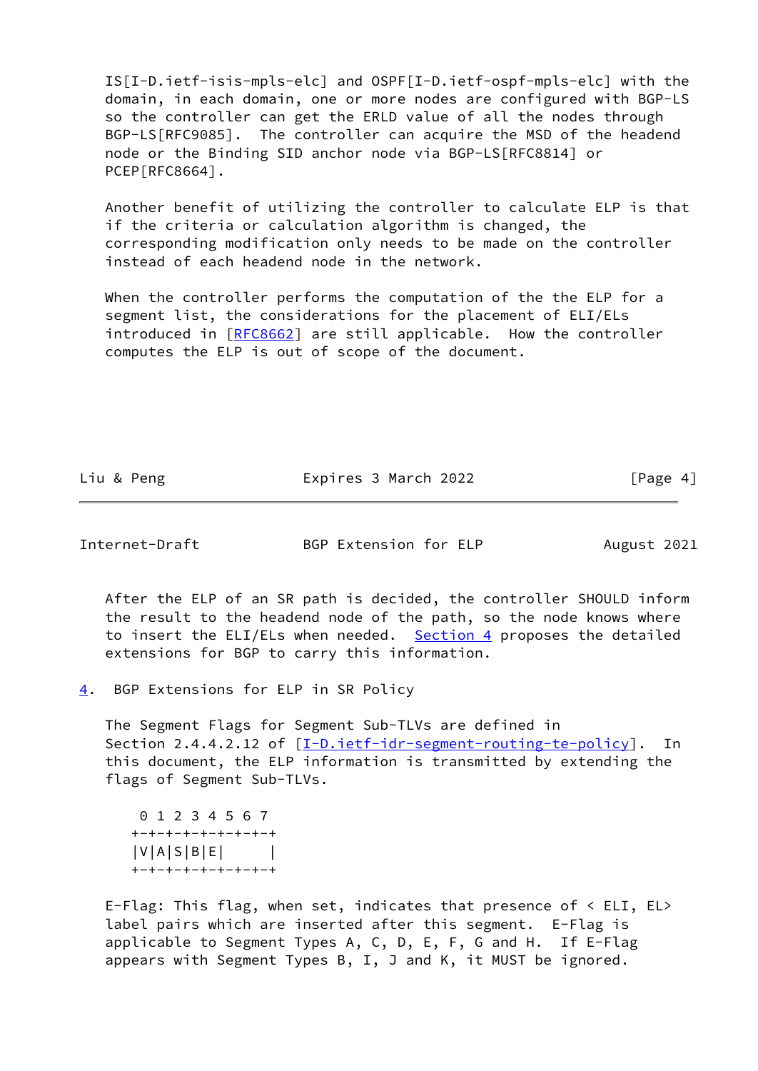IS[I-D.ietf-isis-mpls-elc] and OSPF[I-D.ietf-ospf-mpls-elc] with the domain, in each domain, one or more nodes are configured with BGP-LS so the controller can get the ERLD value of all the nodes through BGP-LS[RFC9085]. The controller can acquire the MSD of the headend node or the Binding SID anchor node via BGP-LS[RFC8814] or PCEP[RFC8664].

Another benefit of utilizing the controller to calculate ELP is that if the criteria or calculation algorithm is changed, the corresponding modification only needs to be made on the controller instead of each headend node in the network.

When the controller performs the computation of the the ELP for a segment list, the considerations for the placement of ELI/ELs introduced in [RFC8662] are still applicable. How the controller computes the ELP is out of scope of the document.

After the ELP of an SR path is decided, the controller SHOULD inform the result to the headend node of the path, so the node knows where to insert the ELI/ELs when needed. Section 4 proposes the detailed extensions for BGP to carry this information.

## 4. BGP Extensions for ELP in SR Policy

The Segment Flags for Segment Sub-TLVs are defined in Section 2.4.4.2.12 of [I-D.ietf-idr-segment-routing-te-policy]. In this document, the ELP information is transmitted by extending the flags of Segment Sub-TLVs.

```
 0 1 2 3 4 5 6 7
+-+-+-+-+-+-+-+-+
|V|A|S|B|E|     |
+-+-+-+-+-+-+-+-+
```

E-Flag: This flag, when set, indicates that presence of < ELI, EL> label pairs which are inserted after this segment. E-Flag is applicable to Segment Types A, C, D, E, F, G and H. If E-Flag appears with Segment Types B, I, J and K, it MUST be ignored.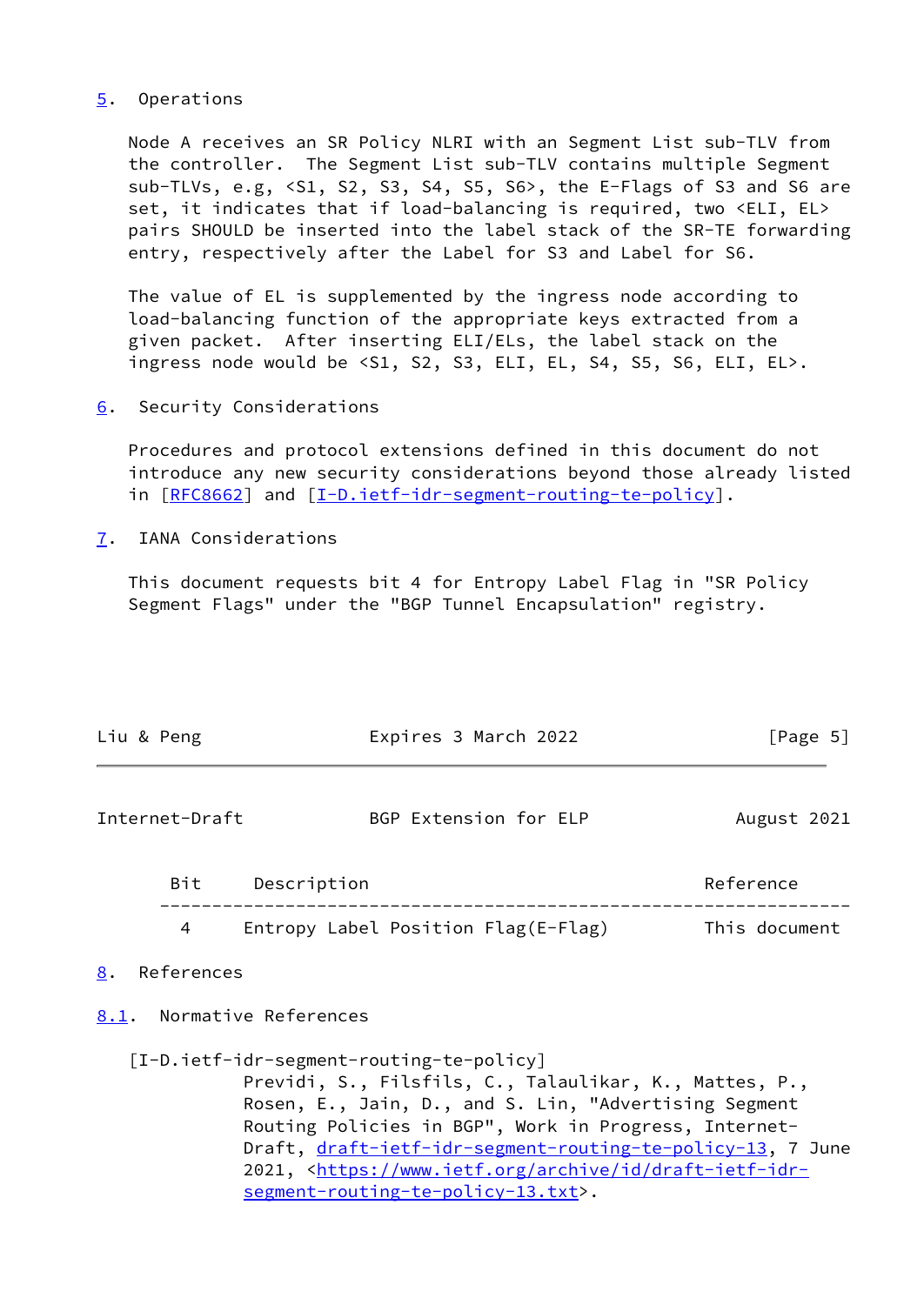## 5. Operations

Node A receives an SR Policy NLRI with an Segment List sub-TLV from the controller. The Segment List sub-TLV contains multiple Segment sub-TLVs, e.g, <S1, S2, S3, S4, S5, S6>, the E-Flags of S3 and S6 are set, it indicates that if load-balancing is required, two <ELI, EL> pairs SHOULD be inserted into the label stack of the SR-TE forwarding entry, respectively after the Label for S3 and Label for S6.

The value of EL is supplemented by the ingress node according to load-balancing function of the appropriate keys extracted from a given packet. After inserting ELI/ELs, the label stack on the ingress node would be <S1, S2, S3, ELI, EL, S4, S5, S6, ELI, EL>.

## 6. Security Considerations

Procedures and protocol extensions defined in this document do not introduce any new security considerations beyond those already listed in [RFC8662] and [I-D.ietf-idr-segment-routing-te-policy].

## 7. IANA Considerations

This document requests bit 4 for Entropy Label Flag in "SR Policy Segment Flags" under the "BGP Tunnel Encapsulation" registry.

| Bit | Description | Reference |
| --- | --- | --- |
| 4 | Entropy Label Position Flag(E-Flag) | This document |

## 8. References

### 8.1. Normative References

[I-D.ietf-idr-segment-routing-te-policy]
Previdi, S., Filsfils, C., Talaulikar, K., Mattes, P., Rosen, E., Jain, D., and S. Lin, "Advertising Segment Routing Policies in BGP", Work in Progress, Internet-Draft, draft-ietf-idr-segment-routing-te-policy-13, 7 June 2021, <https://www.ietf.org/archive/id/draft-ietf-idr-segment-routing-te-policy-13.txt>.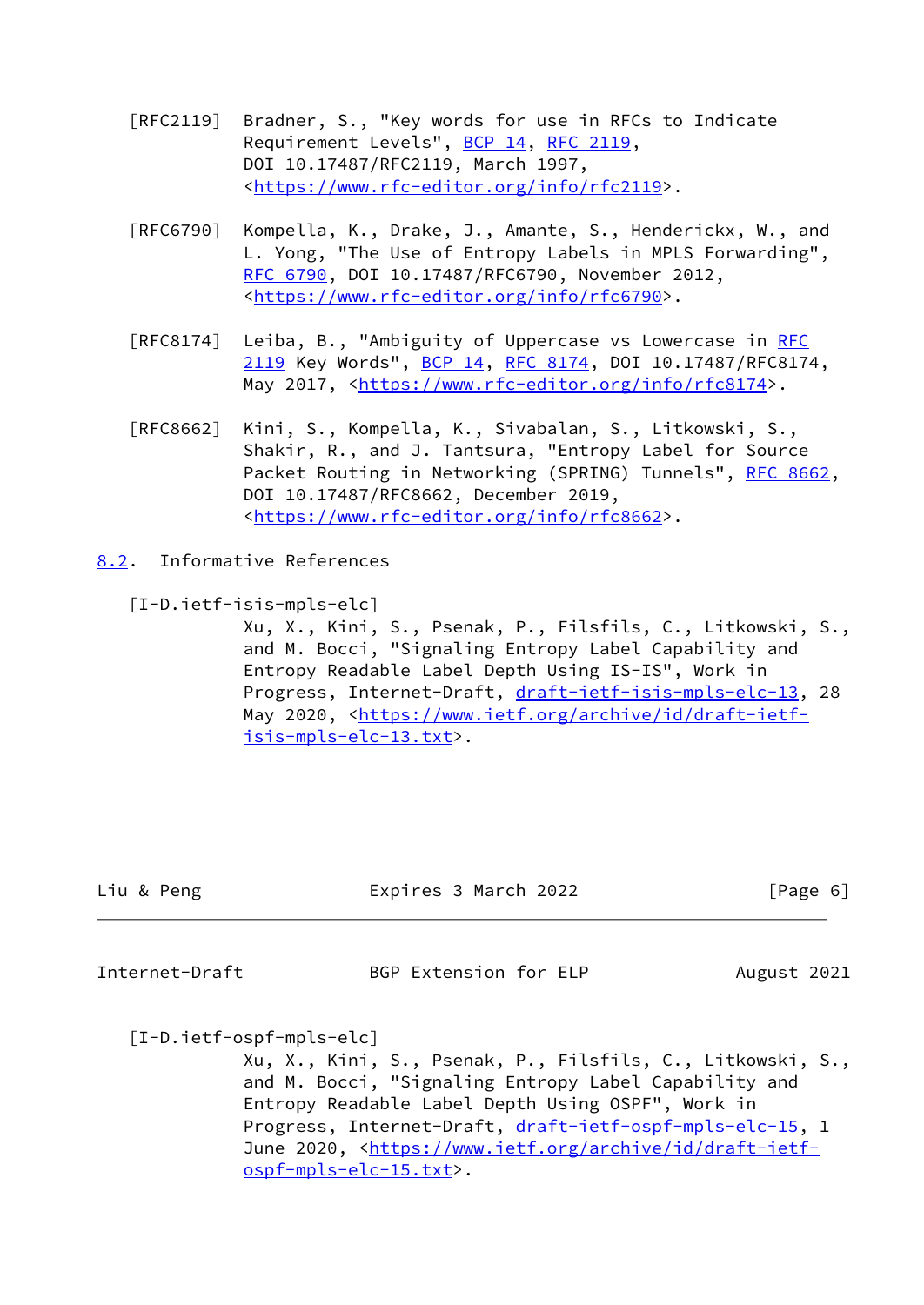[RFC2119] Bradner, S., "Key words for use in RFCs to Indicate Requirement Levels", BCP 14, RFC 2119, DOI 10.17487/RFC2119, March 1997, <https://www.rfc-editor.org/info/rfc2119>.

[RFC6790] Kompella, K., Drake, J., Amante, S., Henderickx, W., and L. Yong, "The Use of Entropy Labels in MPLS Forwarding", RFC 6790, DOI 10.17487/RFC6790, November 2012, <https://www.rfc-editor.org/info/rfc6790>.

[RFC8174] Leiba, B., "Ambiguity of Uppercase vs Lowercase in RFC 2119 Key Words", BCP 14, RFC 8174, DOI 10.17487/RFC8174, May 2017, <https://www.rfc-editor.org/info/rfc8174>.

[RFC8662] Kini, S., Kompella, K., Sivabalan, S., Litkowski, S., Shakir, R., and J. Tantsura, "Entropy Label for Source Packet Routing in Networking (SPRING) Tunnels", RFC 8662, DOI 10.17487/RFC8662, December 2019, <https://www.rfc-editor.org/info/rfc8662>.

## 8.2. Informative References

[I-D.ietf-isis-mpls-elc] Xu, X., Kini, S., Psenak, P., Filsfils, C., Litkowski, S., and M. Bocci, "Signaling Entropy Label Capability and Entropy Readable Label Depth Using IS-IS", Work in Progress, Internet-Draft, draft-ietf-isis-mpls-elc-13, 28 May 2020, <https://www.ietf.org/archive/id/draft-ietf-isis-mpls-elc-13.txt>.

[I-D.ietf-ospf-mpls-elc] Xu, X., Kini, S., Psenak, P., Filsfils, C., Litkowski, S., and M. Bocci, "Signaling Entropy Label Capability and Entropy Readable Label Depth Using OSPF", Work in Progress, Internet-Draft, draft-ietf-ospf-mpls-elc-15, 1 June 2020, <https://www.ietf.org/archive/id/draft-ietf-ospf-mpls-elc-15.txt>.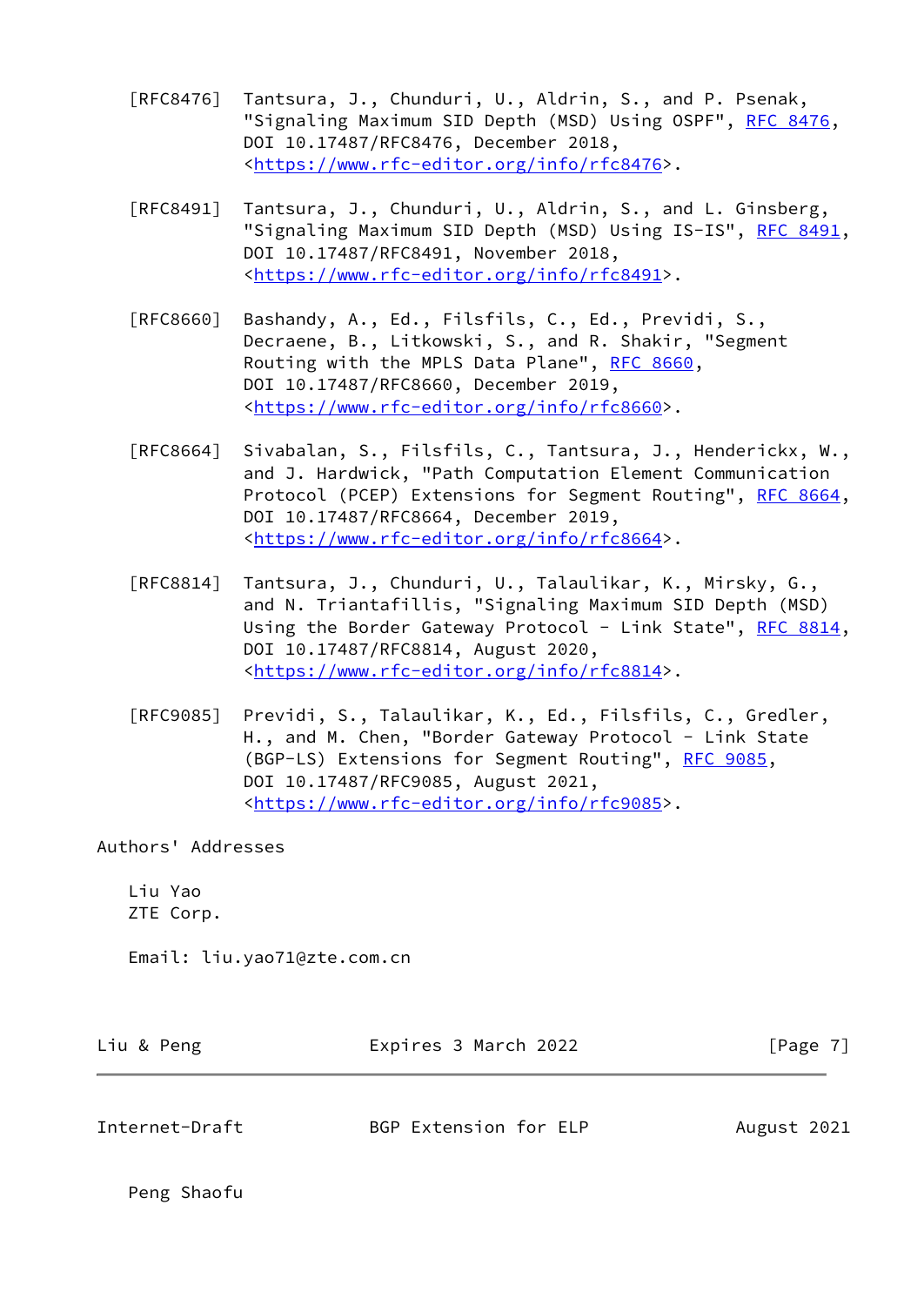[RFC8476] Tantsura, J., Chunduri, U., Aldrin, S., and P. Psenak, "Signaling Maximum SID Depth (MSD) Using OSPF", RFC 8476, DOI 10.17487/RFC8476, December 2018, <https://www.rfc-editor.org/info/rfc8476>.

[RFC8491] Tantsura, J., Chunduri, U., Aldrin, S., and L. Ginsberg, "Signaling Maximum SID Depth (MSD) Using IS-IS", RFC 8491, DOI 10.17487/RFC8491, November 2018, <https://www.rfc-editor.org/info/rfc8491>.

[RFC8660] Bashandy, A., Ed., Filsfils, C., Ed., Previdi, S., Decraene, B., Litkowski, S., and R. Shakir, "Segment Routing with the MPLS Data Plane", RFC 8660, DOI 10.17487/RFC8660, December 2019, <https://www.rfc-editor.org/info/rfc8660>.

[RFC8664] Sivabalan, S., Filsfils, C., Tantsura, J., Henderickx, W., and J. Hardwick, "Path Computation Element Communication Protocol (PCEP) Extensions for Segment Routing", RFC 8664, DOI 10.17487/RFC8664, December 2019, <https://www.rfc-editor.org/info/rfc8664>.

[RFC8814] Tantsura, J., Chunduri, U., Talaulikar, K., Mirsky, G., and N. Triantafillis, "Signaling Maximum SID Depth (MSD) Using the Border Gateway Protocol - Link State", RFC 8814, DOI 10.17487/RFC8814, August 2020, <https://www.rfc-editor.org/info/rfc8814>.

[RFC9085] Previdi, S., Talaulikar, K., Ed., Filsfils, C., Gredler, H., and M. Chen, "Border Gateway Protocol - Link State (BGP-LS) Extensions for Segment Routing", RFC 9085, DOI 10.17487/RFC9085, August 2021, <https://www.rfc-editor.org/info/rfc9085>.

## Authors' Addresses

Liu Yao
ZTE Corp.

Email: liu.yao71@zte.com.cn

Peng Shaofu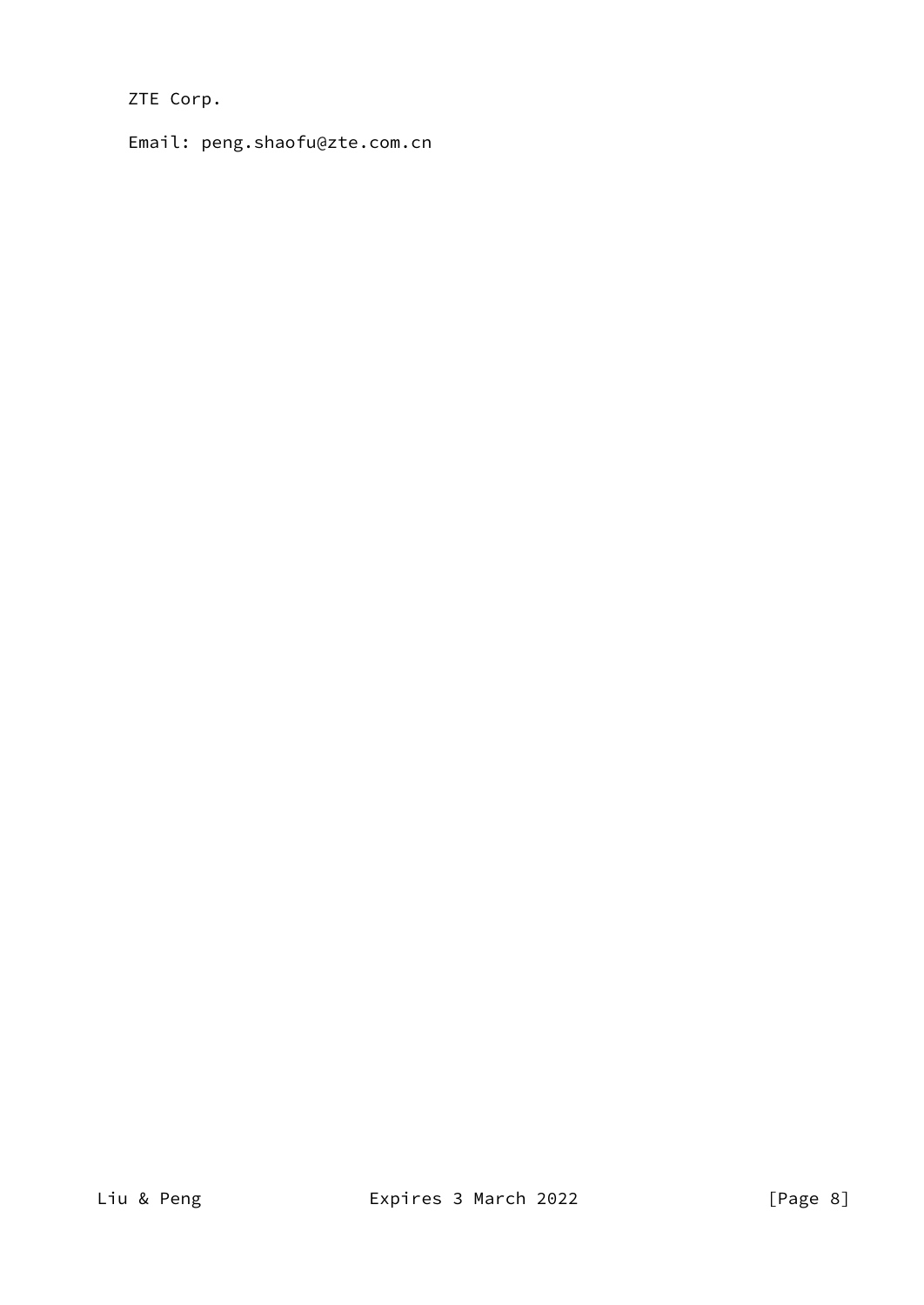ZTE Corp.

Email: peng.shaofu@zte.com.cn